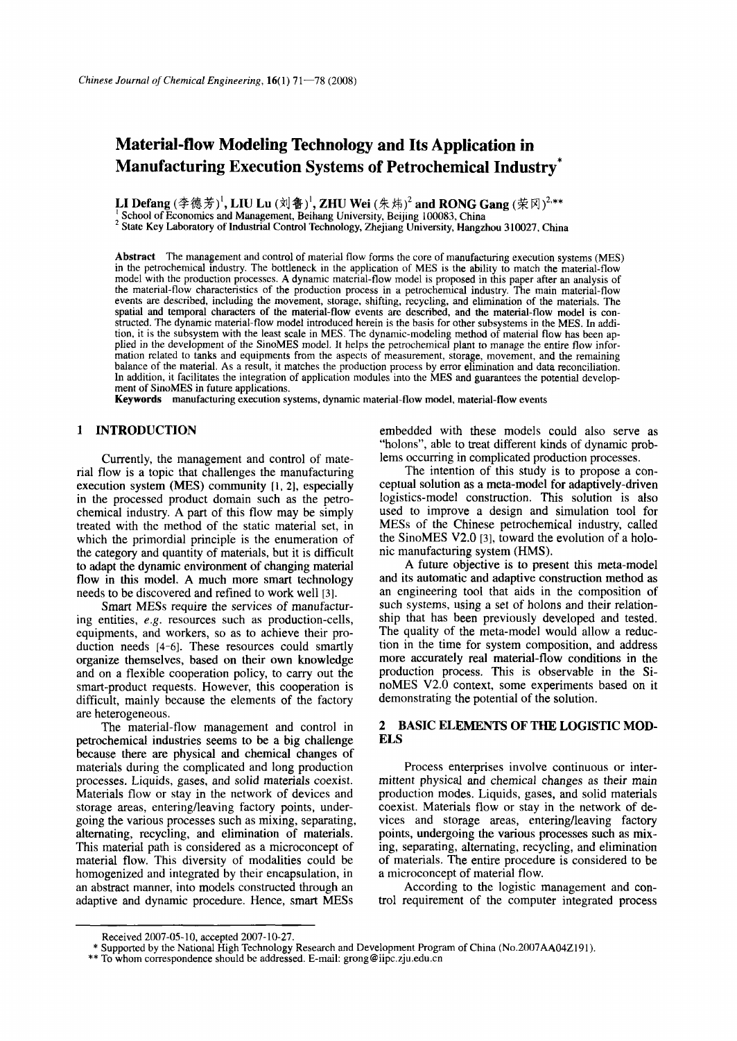# Material-flow Modeling Technology and Its Application in Manufacturing Execution Systems of Petrochemical Industry*

**LI Defang (李德芳)[1], LIU Lu (刘鲁)[1], ZHU Wei (朱炜)[2] and RONG Gang (荣冈)[2,**]**

[1] School of Economics and Management, Beihang University, Beijing 100083, China
[2] State Key Laboratory of Industrial Control Technology, Zhejiang University, Hangzhou 310027, China

**Abstract** The management and control of material flow forms the core of manufacturing execution systems (MES) in the petrochemical industry. The bottleneck in the application of MES is the ability to match the material-flow model with the production processes. A dynamic material-flow model is proposed in this paper after an analysis of the material-flow characteristics of the production process in a petrochemical industry. The main material-flow events are described, including the movement, storage, shifting, recycling, and elimination of the materials. The spatial and temporal characters of the material-flow events are described, and the material-flow model is constructed. The dynamic material-flow model introduced herein is the basis for other subsystems in the MES. In addition, it is the subsystem with the least scale in MES. The dynamic-modeling method of material flow has been applied in the development of the SinoMES model. It helps the petrochemical plant to manage the entire flow information related to tanks and equipments from the aspects of measurement, storage, movement, and the remaining balance of the material. As a result, it matches the production process by error elimination and data reconciliation. In addition, it facilitates the integration of application modules into the MES and guarantees the potential development of SinoMES in future applications.

**Keywords** manufacturing execution systems, dynamic material-flow model, material-flow events

## 1 INTRODUCTION

Currently, the management and control of material flow is a topic that challenges the manufacturing execution system (MES) community [1, 2], especially in the processed product domain such as the petrochemical industry. A part of this flow may be simply treated with the method of the static material set, in which the primordial principle is the enumeration of the category and quantity of materials, but it is difficult to adapt the dynamic environment of changing material flow in this model. A much more smart technology needs to be discovered and refined to work well [3].

Smart MESs require the services of manufacturing entities, *e.g.* resources such as production-cells, equipments, and workers, so as to achieve their production needs [4-6]. These resources could smartly organize themselves, based on their own knowledge and on a flexible cooperation policy, to carry out the smart-product requests. However, this cooperation is difficult, mainly because the elements of the factory are heterogeneous.

The material-flow management and control in petrochemical industries seems to be a big challenge because there are physical and chemical changes of materials during the complicated and long production processes. Liquids, gases, and solid materials coexist. Materials flow or stay in the network of devices and storage areas, entering/leaving factory points, undergoing the various processes such as mixing, separating, alternating, recycling, and elimination of materials. This material path is considered as a microconcept of material flow. This diversity of modalities could be homogenized and integrated by their encapsulation, in an abstract manner, into models constructed through an adaptive and dynamic procedure. Hence, smart MESs embedded with these models could also serve as "holons", able to treat different kinds of dynamic problems occurring in complicated production processes.

The intention of this study is to propose a conceptual solution as a meta-model for adaptively-driven logistics-model construction. This solution is also used to improve a design and simulation tool for MESs of the Chinese petrochemical industry, called the SinoMES V2.0 [3], toward the evolution of a holonic manufacturing system (HMS).

A future objective is to present this meta-model and its automatic and adaptive construction method as an engineering tool that aids in the composition of such systems, using a set of holons and their relationship that has been previously developed and tested. The quality of the meta-model would allow a reduction in the time for system composition, and address more accurately real material-flow conditions in the production process. This is observable in the SinoMES V2.0 context, some experiments based on it demonstrating the potential of the solution.

## 2 BASIC ELEMENTS OF THE LOGISTIC MODELS

Process enterprises involve continuous or intermittent physical and chemical changes as their main production modes. Liquids, gases, and solid materials coexist. Materials flow or stay in the network of devices and storage areas, entering/leaving factory points, undergoing the various processes such as mixing, separating, alternating, recycling, and elimination of materials. The entire procedure is considered to be a microconcept of material flow.

According to the logistic management and control requirement of the computer integrated process

---

Received 2007-05-10, accepted 2007-10-27.

\* Supported by the National High Technology Research and Development Program of China (No.2007AA04Z191).

\*\* To whom correspondence should be addressed. E-mail: grong@iipc.zju.edu.cn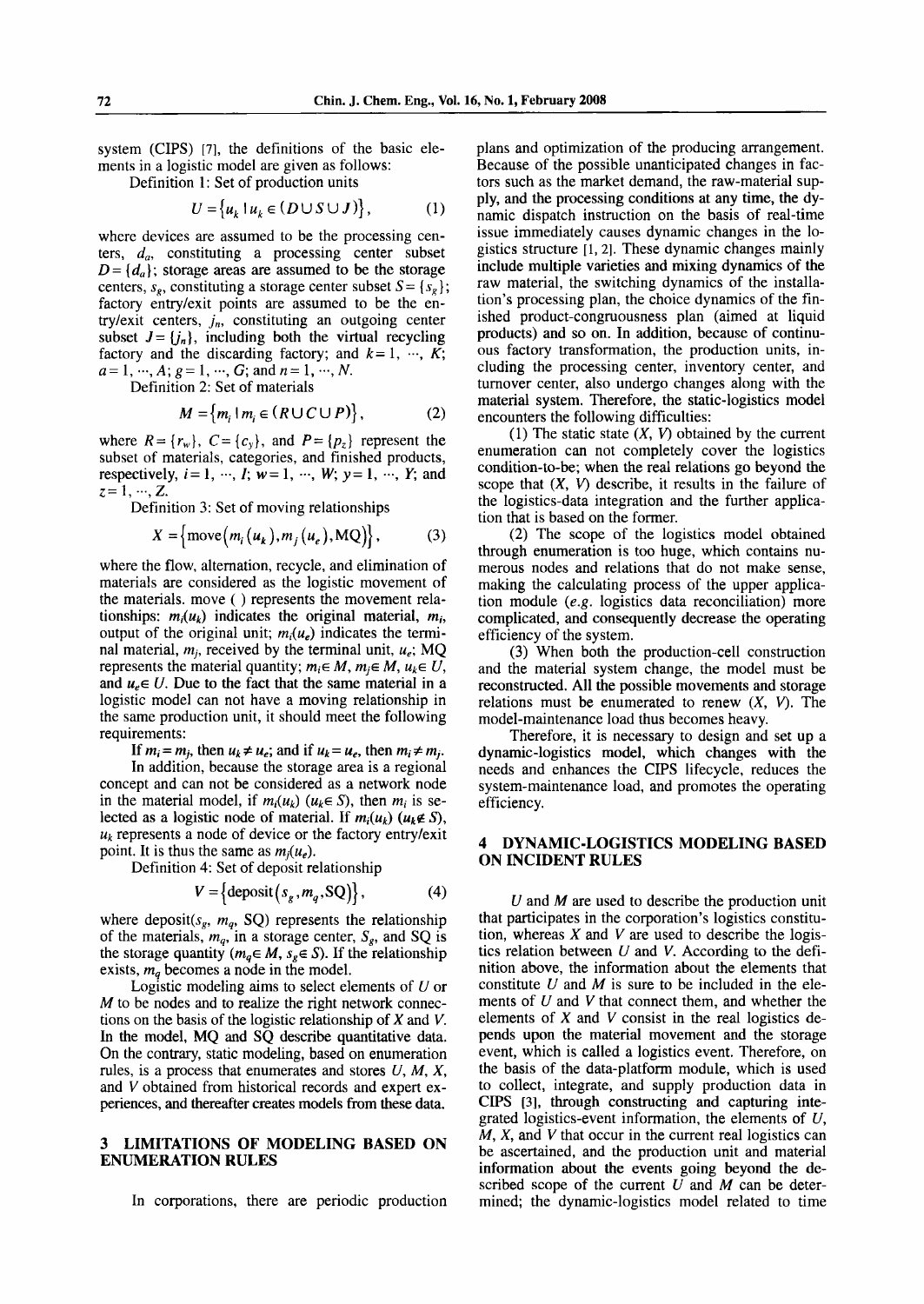system (CIPS) [7], the definitions of the basic elements in a logistic model are given as follows:

Definition 1: Set of production units

$$U = \{u_k \mid u_k \in (D \cup S \cup J)\}, \quad (1)$$

where devices are assumed to be the processing centers, $d_a$, constituting a processing center subset $D = \{d_a\}$; storage areas are assumed to be the storage centers, $s_g$, constituting a storage center subset $S = \{s_g\}$; factory entry/exit points are assumed to be the entry/exit centers, $j_n$, constituting an outgoing center subset $J = \{j_n\}$, including both the virtual recycling factory and the discarding factory; and $k = 1, \cdots, K$; $a = 1, \cdots, A$; $g = 1, \cdots, G$; and $n = 1, \cdots, N$.

Definition 2: Set of materials

$$M = \{m_i \mid m_i \in (R \cup C \cup P)\}, \quad (2)$$

where $R = \{r_w\}$, $C = \{c_y\}$, and $P = \{p_z\}$ represent the subset of materials, categories, and finished products, respectively, $i = 1, \cdots, I$; $w = 1, \cdots, W$; $y = 1, \cdots, Y$; and $z = 1, \cdots, Z$.

Definition 3: Set of moving relationships

$$X = \{\text{move}(m_i(u_k), m_j(u_e), \text{MQ})\}, \quad (3)$$

where the flow, alternation, recycle, and elimination of materials are considered as the logistic movement of the materials. move ( ) represents the movement relationships: $m_i(u_k)$ indicates the original material, $m_i$, output of the original unit; $m_j(u_e)$ indicates the terminal material, $m_j$, received by the terminal unit, $u_e$; MQ represents the material quantity; $m_i \in M$, $m_j \in M$, $u_k \in U$, and $u_e \in U$. Due to the fact that the same material in a logistic model can not have a moving relationship in the same production unit, it should meet the following requirements:

If $m_i = m_j$, then $u_k \neq u_e$; and if $u_k = u_e$, then $m_i \neq m_j$.

In addition, because the storage area is a regional concept and can not be considered as a network node in the material model, if $m_i(u_k)$ $(u_k \in S)$, then $m_i$ is selected as a logistic node of material. If $m_i(u_k)$ $(u_k \notin S)$, $u_k$ represents a node of device or the factory entry/exit point. It is thus the same as $m_j(u_e)$.

Definition 4: Set of deposit relationship

$$V = \{\text{deposit}(s_g, m_q, \text{SQ})\}, \quad (4)$$

where deposit($s_g$, $m_q$, SQ) represents the relationship of the materials, $m_q$, in a storage center, $S_g$, and SQ is the storage quantity ($m_q \in M$, $s_g \in S$). If the relationship exists, $m_q$ becomes a node in the model.

Logistic modeling aims to select elements of $U$ or $M$ to be nodes and to realize the right network connections on the basis of the logistic relationship of $X$ and $V$. In the model, MQ and SQ describe quantitative data. On the contrary, static modeling, based on enumeration rules, is a process that enumerates and stores $U$, $M$, $X$, and $V$ obtained from historical records and expert experiences, and thereafter creates models from these data.

## 3 LIMITATIONS OF MODELING BASED ON ENUMERATION RULES

In corporations, there are periodic production plans and optimization of the producing arrangement. Because of the possible unanticipated changes in factors such as the market demand, the raw-material supply, and the processing conditions at any time, the dynamic dispatch instruction on the basis of real-time issue immediately causes dynamic changes in the logistics structure [1, 2]. These dynamic changes mainly include multiple varieties and mixing dynamics of the raw material, the switching dynamics of the installation's processing plan, the choice dynamics of the finished product-congruousness plan (aimed at liquid products) and so on. In addition, because of continuous factory transformation, the production units, including the processing center, inventory center, and turnover center, also undergo changes along with the material system. Therefore, the static-logistics model encounters the following difficulties:

(1) The static state ($X$, $V$) obtained by the current enumeration can not completely cover the logistics condition-to-be; when the real relations go beyond the scope that ($X$, $V$) describe, it results in the failure of the logistics-data integration and the further application that is based on the former.

(2) The scope of the logistics model obtained through enumeration is too huge, which contains numerous nodes and relations that do not make sense, making the calculating process of the upper application module (*e.g.* logistics data reconciliation) more complicated, and consequently decrease the operating efficiency of the system.

(3) When both the production-cell construction and the material system change, the model must be reconstructed. All the possible movements and storage relations must be enumerated to renew ($X$, $V$). The model-maintenance load thus becomes heavy.

Therefore, it is necessary to design and set up a dynamic-logistics model, which changes with the needs and enhances the CIPS lifecycle, reduces the system-maintenance load, and promotes the operating efficiency.

## 4 DYNAMIC-LOGISTICS MODELING BASED ON INCIDENT RULES

$U$ and $M$ are used to describe the production unit that participates in the corporation's logistics constitution, whereas $X$ and $V$ are used to describe the logistics relation between $U$ and $V$. According to the definition above, the information about the elements that constitute $U$ and $M$ is sure to be included in the elements of $U$ and $V$ that connect them, and whether the elements of $X$ and $V$ consist in the real logistics depends upon the material movement and the storage event, which is called a logistics event. Therefore, on the basis of the data-platform module, which is used to collect, integrate, and supply production data in CIPS [3], through constructing and capturing integrated logistics-event information, the elements of $U$, $M$, $X$, and $V$ that occur in the current real logistics can be ascertained, and the production unit and material information about the events going beyond the described scope of the current $U$ and $M$ can be determined; the dynamic-logistics model related to time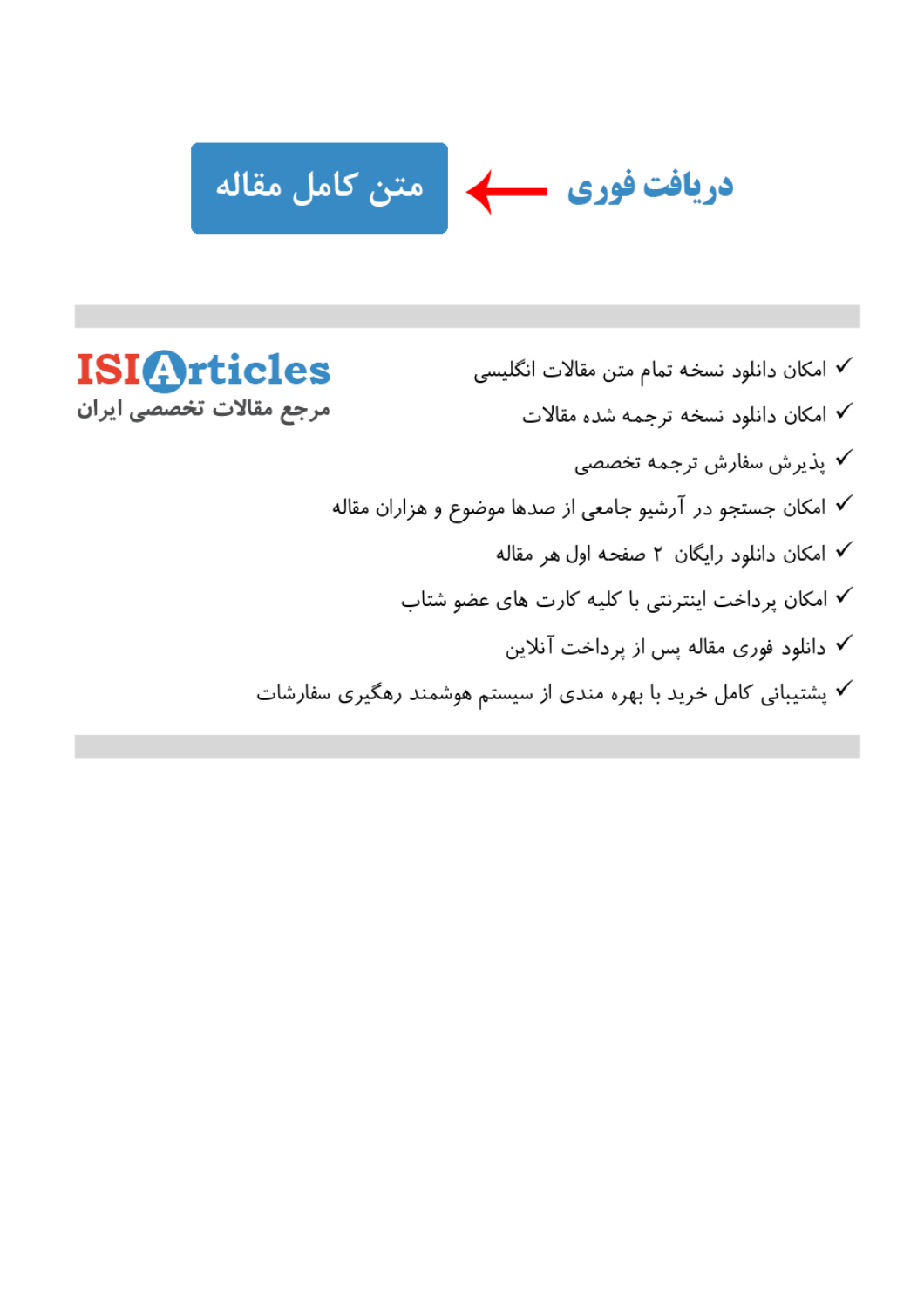دریافت فوری ← **متن کامل مقاله**

**ISIArticles**
مرجع مقالات تخصصی ایران

- ✓ امکان دانلود نسخه تمام متن مقالات انگلیسی
- ✓ امکان دانلود نسخه ترجمه شده مقالات
- ✓ پذیرش سفارش ترجمه تخصصی
- ✓ امکان جستجو در آرشیو جامعی از صدها موضوع و هزاران مقاله
- ✓ امکان دانلود رایگان ۲ صفحه اول هر مقاله
- ✓ امکان پرداخت اینترنتی با کلیه کارت های عضو شتاب
- ✓ دانلود فوری مقاله پس از پرداخت آنلاین
- ✓ پشتیبانی کامل خرید با بهره مندی از سیستم هوشمند رهگیری سفارشات